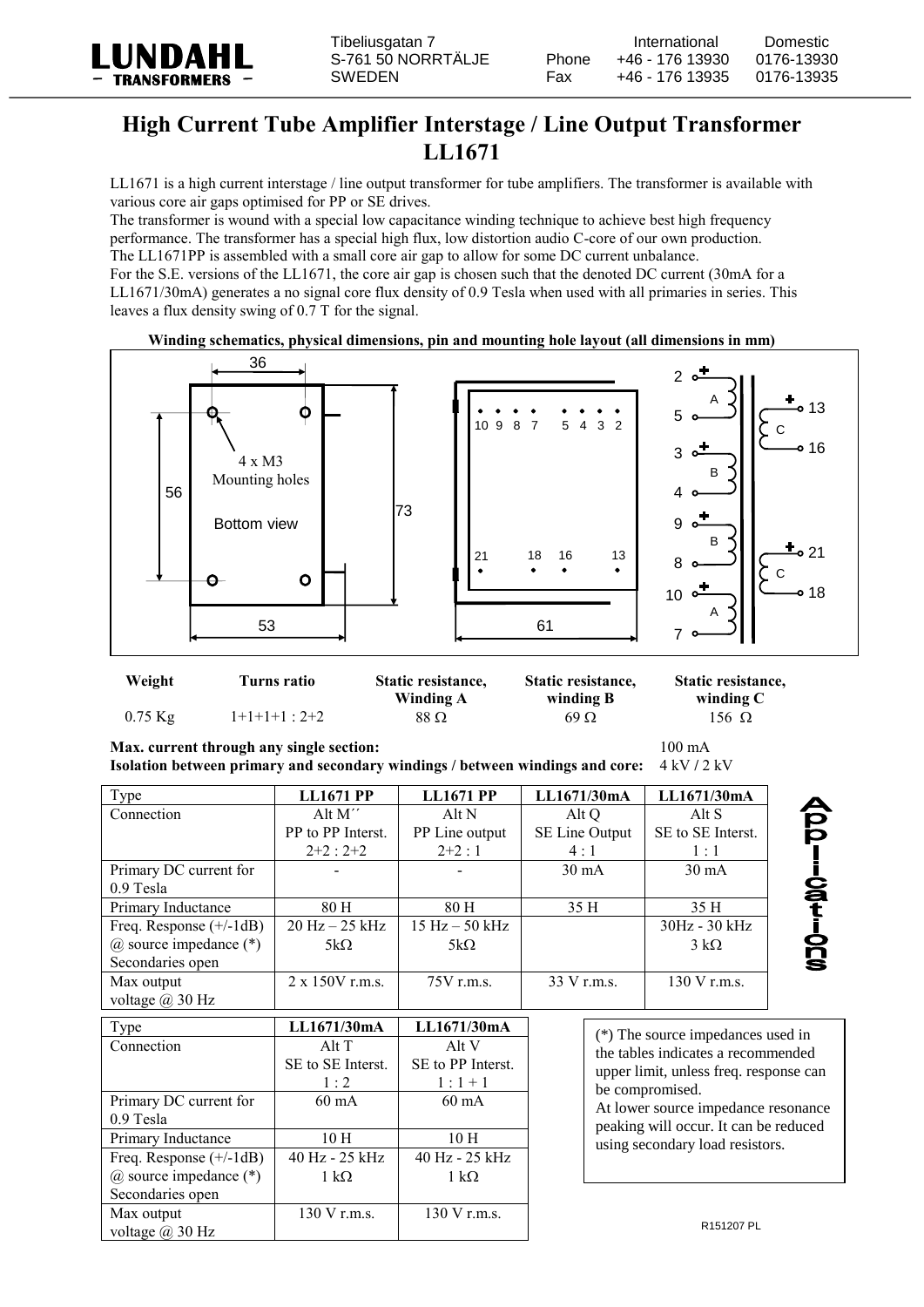LUNDAHL
- TRANSFORMERS -

Tibeliusgatan 7
S-761 50 NORRTÄLJE
SWEDEN

| | International | Domestic |
|---|---|---|
| Phone | +46 - 176 13930 | 0176-13930 |
| Fax | +46 - 176 13935 | 0176-13935 |

# High Current Tube Amplifier Interstage / Line Output Transformer LL1671

LL1671 is a high current interstage / line output transformer for tube amplifiers. The transformer is available with various core air gaps optimised for PP or SE drives.
The transformer is wound with a special low capacitance winding technique to achieve best high frequency performance. The transformer has a special high flux, low distortion audio C-core of our own production.
The LL1671PP is assembled with a small core air gap to allow for some DC current unbalance.
For the S.E. versions of the LL1671, the core air gap is chosen such that the denoted DC current (30mA for a LL1671/30mA) generates a no signal core flux density of 0.9 Tesla when used with all primaries in series. This leaves a flux density swing of 0.7 T for the signal.

**Winding schematics, physical dimensions, pin and mounting hole layout (all dimensions in mm)**

36
4 x M3
Mounting holes
56
Bottom view
73
53
10 9 8 7 5 4 3 2
21 18 16 13
61

2 + A 5
3 + B 4
9 + B 8
10 + A 7
+ 13 C 16
+ 21 C 18

| Weight | Turns ratio | Static resistance, Winding A | Static resistance, winding B | Static resistance, winding C |
|---|---|---|---|---|
| 0.75 Kg | 1+1+1+1 : 2+2 | 88 Ω | 69 Ω | 156 Ω |

**Max. current through any single section:** 100 mA
**Isolation between primary and secondary windings / between windings and core:** 4 kV / 2 kV

**Applications**

| Type | LL1671 PP | LL1671 PP | LL1671/30mA | LL1671/30mA |
|---|---|---|---|---|
| Connection | Alt M´´<br>PP to PP Interst.<br>2+2 : 2+2 | Alt N<br>PP Line output<br>2+2 : 1 | Alt Q<br>SE Line Output<br>4 : 1 | Alt S<br>SE to SE Interst.<br>1 : 1 |
| Primary DC current for 0.9 Tesla | - | - | 30 mA | 30 mA |
| Primary Inductance | 80 H | 80 H | 35 H | 35 H |
| Freq. Response (+/-1dB) @ source impedance (*) Secondaries open | 20 Hz – 25 kHz<br>5kΩ | 15 Hz – 50 kHz<br>5kΩ | | 30Hz - 30 kHz<br>3 kΩ |
| Max output voltage @ 30 Hz | 2 x 150V r.m.s. | 75V r.m.s. | 33 V r.m.s. | 130 V r.m.s. |

| Type | LL1671/30mA | LL1671/30mA |
|---|---|---|
| Connection | Alt T<br>SE to SE Interst.<br>1 : 2 | Alt V<br>SE to PP Interst.<br>1 : 1 + 1 |
| Primary DC current for 0.9 Tesla | 60 mA | 60 mA |
| Primary Inductance | 10 H | 10 H |
| Freq. Response (+/-1dB) @ source impedance (*) Secondaries open | 40 Hz - 25 kHz<br>1 kΩ | 40 Hz - 25 kHz<br>1 kΩ |
| Max output voltage @ 30 Hz | 130 V r.m.s. | 130 V r.m.s. |

(*) The source impedances used in the tables indicates a recommended upper limit, unless freq. response can be compromised.
At lower source impedance resonance peaking will occur. It can be reduced using secondary load resistors.

R151207 PL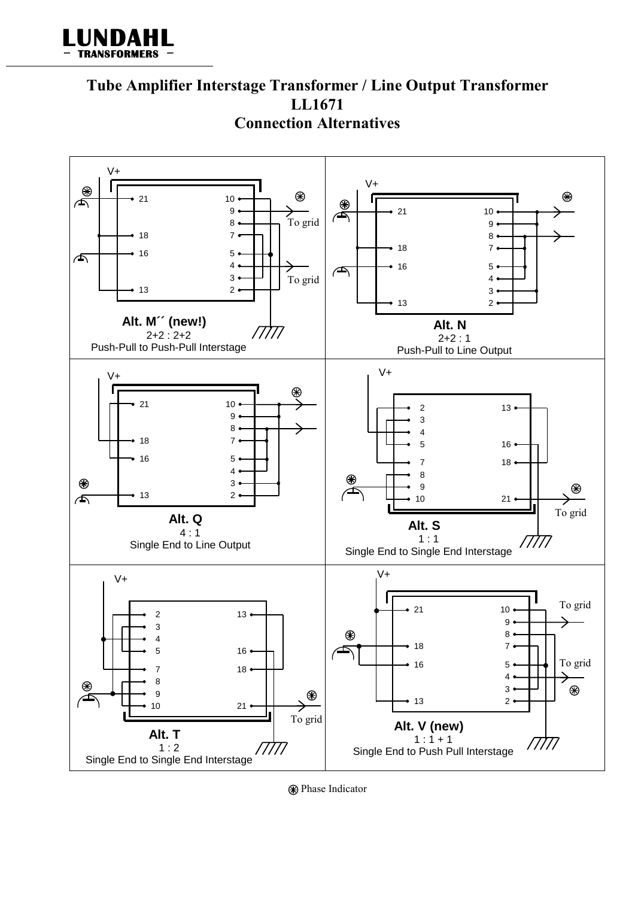LUNDAHL
- TRANSFORMERS -

# Tube Amplifier Interstage Transformer / Line Output Transformer
# LL1671
# Connection Alternatives

V+

21 18 16 13

10 9 8 7 5 4 3 2

To grid

To grid

**Alt. M´´ (new!)**
2+2 : 2+2
Push-Pull to Push-Pull Interstage

V+

21 18 16 13

10 9 8 7 5 4 3 2

**Alt. N**
2+2 : 1
Push-Pull to Line Output

V+

21 18 16 13

10 9 8 7 5 4 3 2

**Alt. Q**
4 : 1
Single End to Line Output

V+

2 3 4 5 7 8 9 10

13 16 18 21

To grid

**Alt. S**
1 : 1
Single End to Single End Interstage

V+

2 3 4 5 7 8 9 10

13 16 18 21

To grid

**Alt. T**
1 : 2
Single End to Single End Interstage

V+

21 18 16 13

10 9 8 7 5 4 3 2

To grid

To grid

**Alt. V (new)**
1 : 1 + 1
Single End to Push Pull Interstage

⊛ Phase Indicator